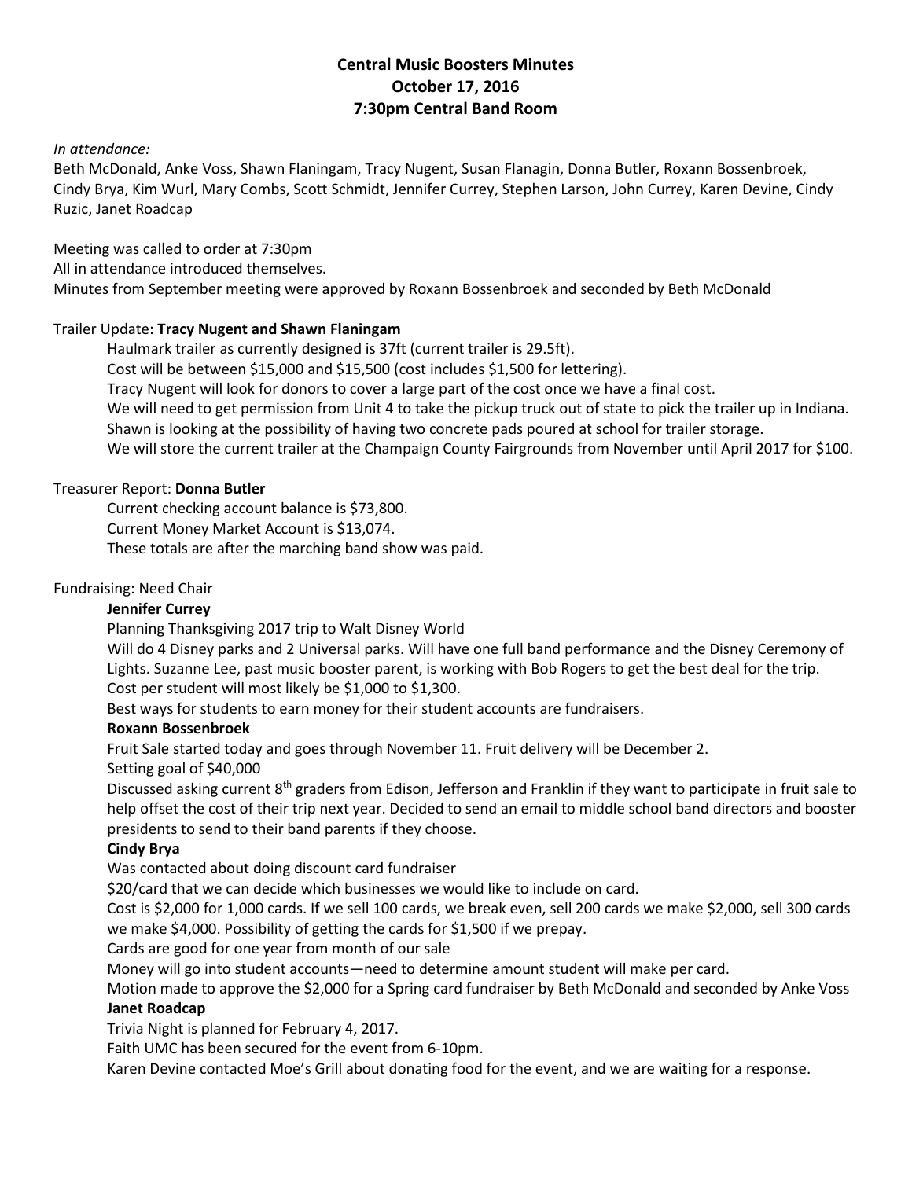**Central Music Boosters Minutes**
**October 17, 2016**
**7:30pm Central Band Room**

*In attendance:*
Beth McDonald, Anke Voss, Shawn Flaningam, Tracy Nugent, Susan Flanagin, Donna Butler, Roxann Bossenbroek, Cindy Brya, Kim Wurl, Mary Combs, Scott Schmidt, Jennifer Currey, Stephen Larson, John Currey, Karen Devine, Cindy Ruzic, Janet Roadcap

Meeting was called to order at 7:30pm
All in attendance introduced themselves.
Minutes from September meeting were approved by Roxann Bossenbroek and seconded by Beth McDonald

Trailer Update: **Tracy Nugent and Shawn Flaningam**

Haulmark trailer as currently designed is 37ft (current trailer is 29.5ft).
Cost will be between $15,000 and $15,500 (cost includes $1,500 for lettering).
Tracy Nugent will look for donors to cover a large part of the cost once we have a final cost.
We will need to get permission from Unit 4 to take the pickup truck out of state to pick the trailer up in Indiana.
Shawn is looking at the possibility of having two concrete pads poured at school for trailer storage.
We will store the current trailer at the Champaign County Fairgrounds from November until April 2017 for $100.

Treasurer Report: **Donna Butler**

Current checking account balance is $73,800.
Current Money Market Account is $13,074.
These totals are after the marching band show was paid.

Fundraising: Need Chair

**Jennifer Currey**
Planning Thanksgiving 2017 trip to Walt Disney World
Will do 4 Disney parks and 2 Universal parks. Will have one full band performance and the Disney Ceremony of Lights. Suzanne Lee, past music booster parent, is working with Bob Rogers to get the best deal for the trip.
Cost per student will most likely be $1,000 to $1,300.
Best ways for students to earn money for their student accounts are fundraisers.

**Roxann Bossenbroek**
Fruit Sale started today and goes through November 11. Fruit delivery will be December 2.
Setting goal of $40,000
Discussed asking current 8th graders from Edison, Jefferson and Franklin if they want to participate in fruit sale to help offset the cost of their trip next year. Decided to send an email to middle school band directors and booster presidents to send to their band parents if they choose.

**Cindy Brya**
Was contacted about doing discount card fundraiser
$20/card that we can decide which businesses we would like to include on card.
Cost is $2,000 for 1,000 cards. If we sell 100 cards, we break even, sell 200 cards we make $2,000, sell 300 cards we make $4,000. Possibility of getting the cards for $1,500 if we prepay.
Cards are good for one year from month of our sale
Money will go into student accounts—need to determine amount student will make per card.
Motion made to approve the $2,000 for a Spring card fundraiser by Beth McDonald and seconded by Anke Voss

**Janet Roadcap**
Trivia Night is planned for February 4, 2017.
Faith UMC has been secured for the event from 6-10pm.
Karen Devine contacted Moe's Grill about donating food for the event, and we are waiting for a response.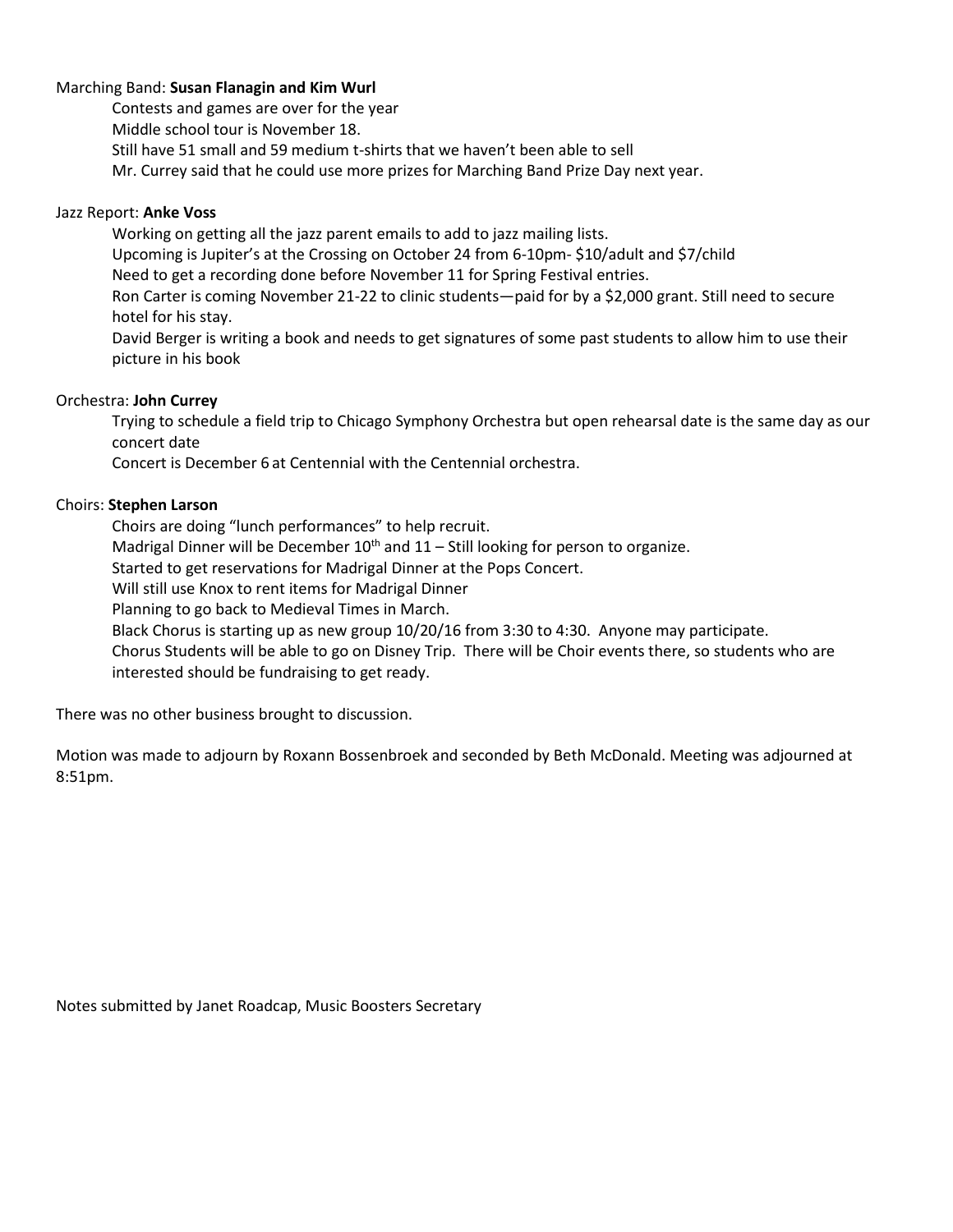Marching Band: **Susan Flanagin and Kim Wurl**

Contests and games are over for the year

Middle school tour is November 18.

Still have 51 small and 59 medium t-shirts that we haven't been able to sell

Mr. Currey said that he could use more prizes for Marching Band Prize Day next year.

Jazz Report: **Anke Voss**

Working on getting all the jazz parent emails to add to jazz mailing lists.

Upcoming is Jupiter's at the Crossing on October 24 from 6-10pm- $10/adult and $7/child

Need to get a recording done before November 11 for Spring Festival entries.

Ron Carter is coming November 21-22 to clinic students—paid for by a $2,000 grant. Still need to secure hotel for his stay.

David Berger is writing a book and needs to get signatures of some past students to allow him to use their picture in his book

Orchestra: **John Currey**

Trying to schedule a field trip to Chicago Symphony Orchestra but open rehearsal date is the same day as our concert date

Concert is December 6 at Centennial with the Centennial orchestra.

Choirs: **Stephen Larson**

Choirs are doing "lunch performances" to help recruit.

Madrigal Dinner will be December 10th and 11 – Still looking for person to organize.

Started to get reservations for Madrigal Dinner at the Pops Concert.

Will still use Knox to rent items for Madrigal Dinner

Planning to go back to Medieval Times in March.

Black Chorus is starting up as new group 10/20/16 from 3:30 to 4:30. Anyone may participate.

Chorus Students will be able to go on Disney Trip. There will be Choir events there, so students who are interested should be fundraising to get ready.

There was no other business brought to discussion.

Motion was made to adjourn by Roxann Bossenbroek and seconded by Beth McDonald. Meeting was adjourned at 8:51pm.

Notes submitted by Janet Roadcap, Music Boosters Secretary